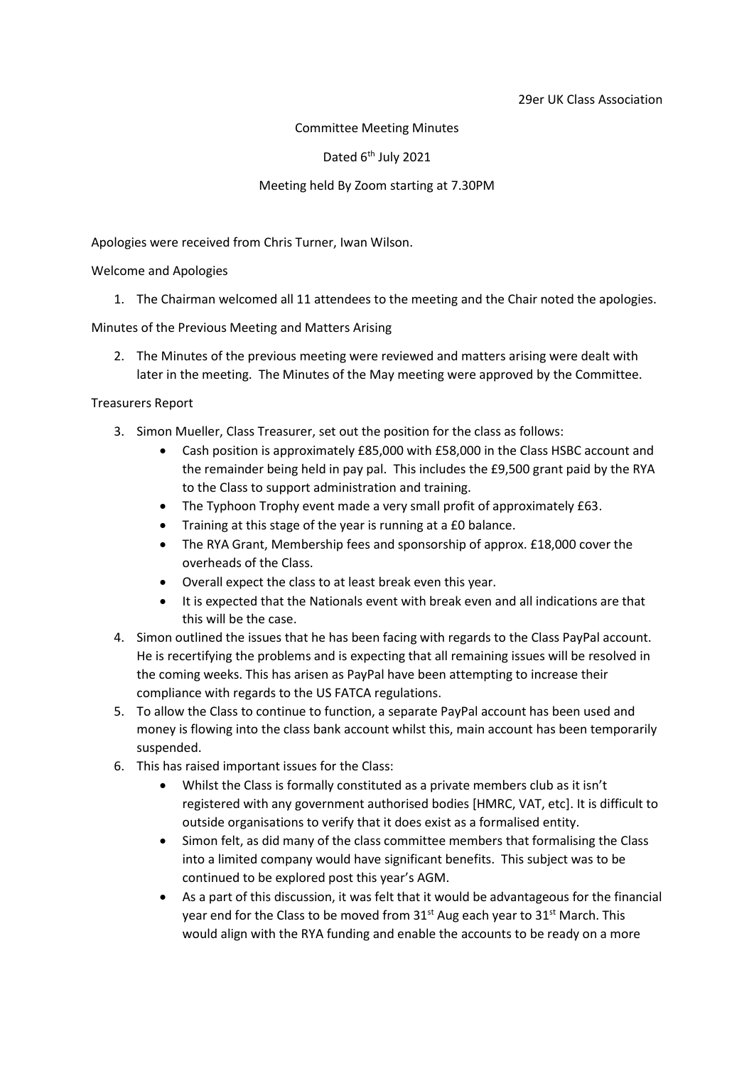29er UK Class Association

Committee Meeting Minutes

Dated 6th July 2021

Meeting held By Zoom starting at 7.30PM

Apologies were received from Chris Turner, Iwan Wilson.

Welcome and Apologies

1. The Chairman welcomed all 11 attendees to the meeting and the Chair noted the apologies.

Minutes of the Previous Meeting and Matters Arising

2. The Minutes of the previous meeting were reviewed and matters arising were dealt with later in the meeting. The Minutes of the May meeting were approved by the Committee.

Treasurers Report

3. Simon Mueller, Class Treasurer, set out the position for the class as follows:
   - Cash position is approximately £85,000 with £58,000 in the Class HSBC account and the remainder being held in pay pal. This includes the £9,500 grant paid by the RYA to the Class to support administration and training.
   - The Typhoon Trophy event made a very small profit of approximately £63.
   - Training at this stage of the year is running at a £0 balance.
   - The RYA Grant, Membership fees and sponsorship of approx. £18,000 cover the overheads of the Class.
   - Overall expect the class to at least break even this year.
   - It is expected that the Nationals event with break even and all indications are that this will be the case.
4. Simon outlined the issues that he has been facing with regards to the Class PayPal account. He is recertifying the problems and is expecting that all remaining issues will be resolved in the coming weeks. This has arisen as PayPal have been attempting to increase their compliance with regards to the US FATCA regulations.
5. To allow the Class to continue to function, a separate PayPal account has been used and money is flowing into the class bank account whilst this, main account has been temporarily suspended.
6. This has raised important issues for the Class:
   - Whilst the Class is formally constituted as a private members club as it isn't registered with any government authorised bodies [HMRC, VAT, etc]. It is difficult to outside organisations to verify that it does exist as a formalised entity.
   - Simon felt, as did many of the class committee members that formalising the Class into a limited company would have significant benefits. This subject was to be continued to be explored post this year's AGM.
   - As a part of this discussion, it was felt that it would be advantageous for the financial year end for the Class to be moved from 31st Aug each year to 31st March. This would align with the RYA funding and enable the accounts to be ready on a more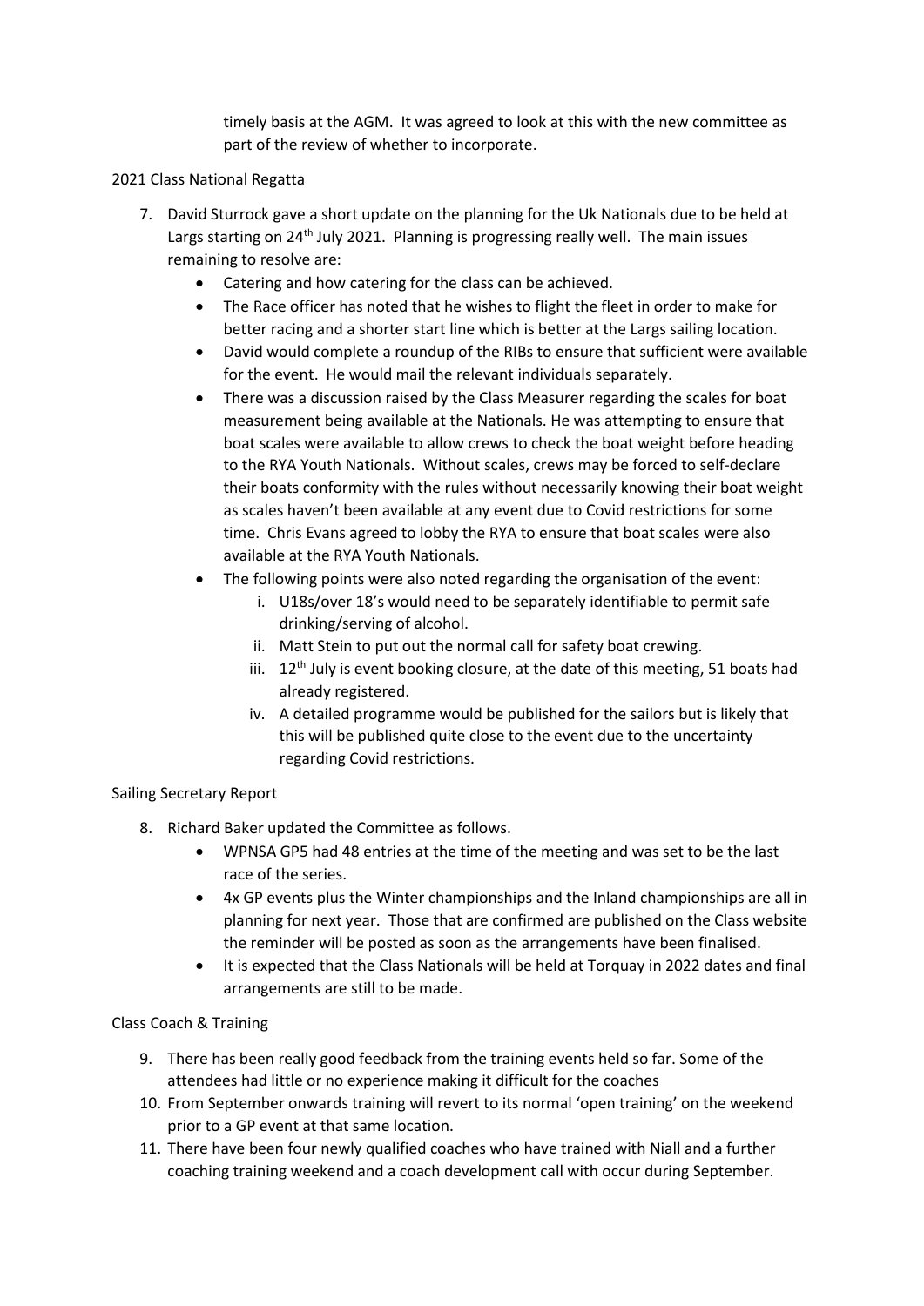timely basis at the AGM. It was agreed to look at this with the new committee as part of the review of whether to incorporate.

2021 Class National Regatta

7. David Sturrock gave a short update on the planning for the Uk Nationals due to be held at Largs starting on 24th July 2021. Planning is progressing really well. The main issues remaining to resolve are:
   - Catering and how catering for the class can be achieved.
   - The Race officer has noted that he wishes to flight the fleet in order to make for better racing and a shorter start line which is better at the Largs sailing location.
   - David would complete a roundup of the RIBs to ensure that sufficient were available for the event. He would mail the relevant individuals separately.
   - There was a discussion raised by the Class Measurer regarding the scales for boat measurement being available at the Nationals. He was attempting to ensure that boat scales were available to allow crews to check the boat weight before heading to the RYA Youth Nationals. Without scales, crews may be forced to self-declare their boats conformity with the rules without necessarily knowing their boat weight as scales haven't been available at any event due to Covid restrictions for some time. Chris Evans agreed to lobby the RYA to ensure that boat scales were also available at the RYA Youth Nationals.
   - The following points were also noted regarding the organisation of the event:
     i. U18s/over 18's would need to be separately identifiable to permit safe drinking/serving of alcohol.
     ii. Matt Stein to put out the normal call for safety boat crewing.
     iii. 12th July is event booking closure, at the date of this meeting, 51 boats had already registered.
     iv. A detailed programme would be published for the sailors but is likely that this will be published quite close to the event due to the uncertainty regarding Covid restrictions.

Sailing Secretary Report

8. Richard Baker updated the Committee as follows.
   - WPNSA GP5 had 48 entries at the time of the meeting and was set to be the last race of the series.
   - 4x GP events plus the Winter championships and the Inland championships are all in planning for next year. Those that are confirmed are published on the Class website the reminder will be posted as soon as the arrangements have been finalised.
   - It is expected that the Class Nationals will be held at Torquay in 2022 dates and final arrangements are still to be made.

Class Coach & Training

9. There has been really good feedback from the training events held so far. Some of the attendees had little or no experience making it difficult for the coaches
10. From September onwards training will revert to its normal 'open training' on the weekend prior to a GP event at that same location.
11. There have been four newly qualified coaches who have trained with Niall and a further coaching training weekend and a coach development call with occur during September.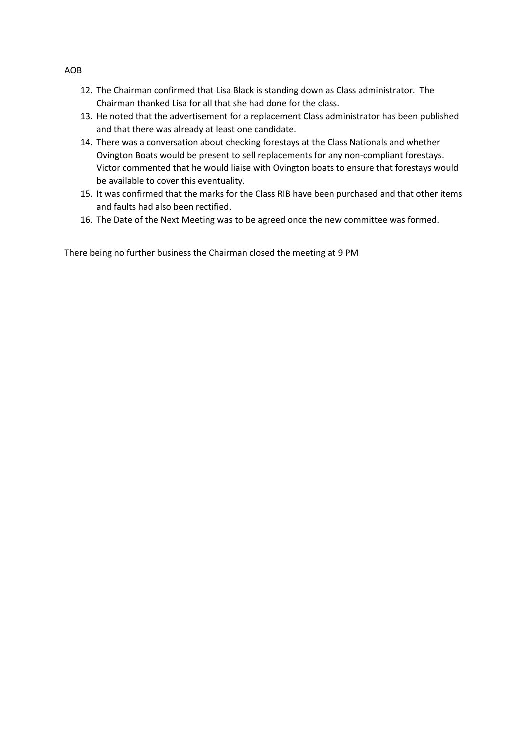AOB

12. The Chairman confirmed that Lisa Black is standing down as Class administrator. The Chairman thanked Lisa for all that she had done for the class.
13. He noted that the advertisement for a replacement Class administrator has been published and that there was already at least one candidate.
14. There was a conversation about checking forestays at the Class Nationals and whether Ovington Boats would be present to sell replacements for any non-compliant forestays. Victor commented that he would liaise with Ovington boats to ensure that forestays would be available to cover this eventuality.
15. It was confirmed that the marks for the Class RIB have been purchased and that other items and faults had also been rectified.
16. The Date of the Next Meeting was to be agreed once the new committee was formed.

There being no further business the Chairman closed the meeting at 9 PM